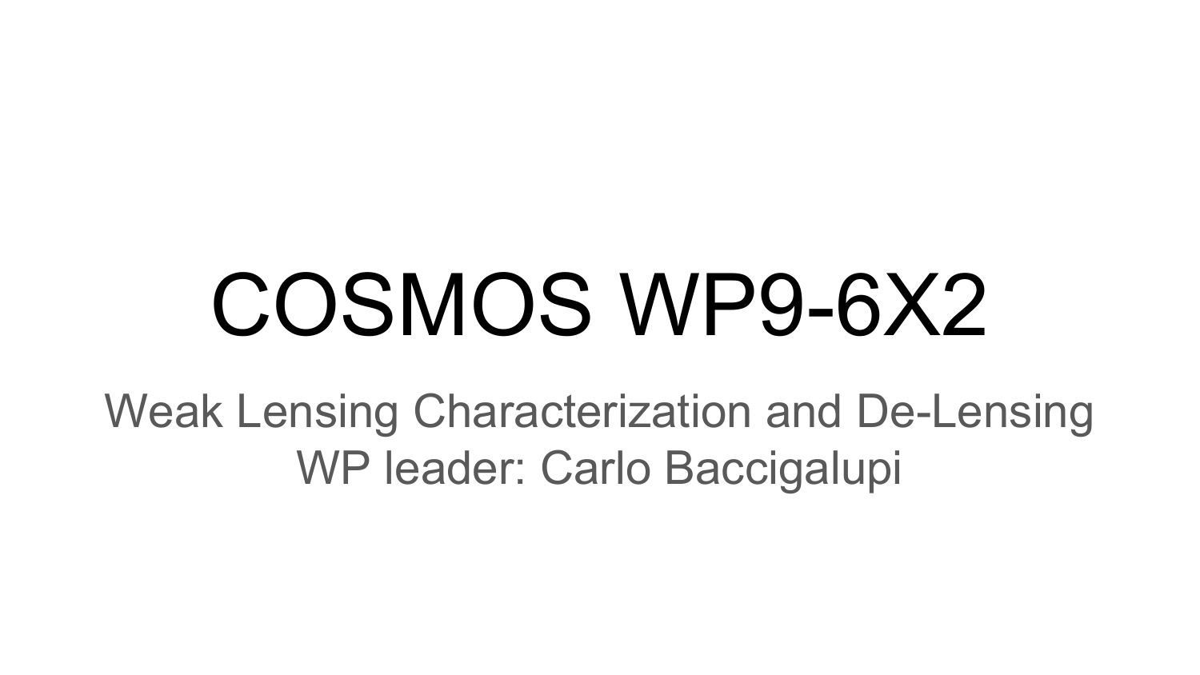# COSMOS WP9-6X2

Weak Lensing Characterization and De-Lensing

WP leader: Carlo Baccigalupi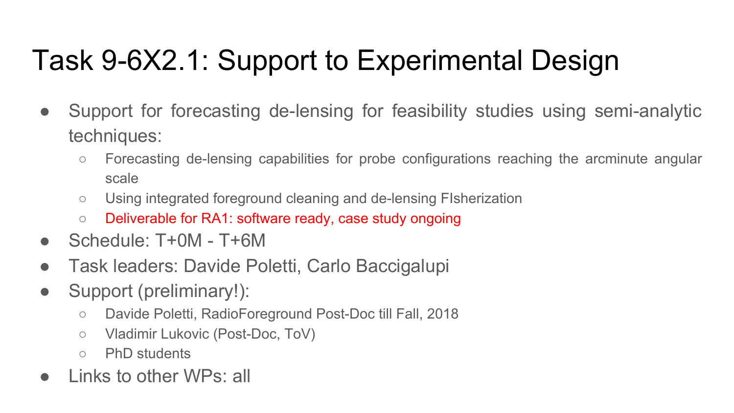# Task 9-6X2.1: Support to Experimental Design

- Support for forecasting de-lensing for feasibility studies using semi-analytic techniques:
  - Forecasting de-lensing capabilities for probe configurations reaching the arcminute angular scale
  - Using integrated foreground cleaning and de-lensing FIsherization
  - Deliverable for RA1: software ready, case study ongoing
- Schedule: T+0M - T+6M
- Task leaders: Davide Poletti, Carlo Baccigalupi
- Support (preliminary!):
  - Davide Poletti, RadioForeground Post-Doc till Fall, 2018
  - Vladimir Lukovic (Post-Doc, ToV)
  - PhD students
- Links to other WPs: all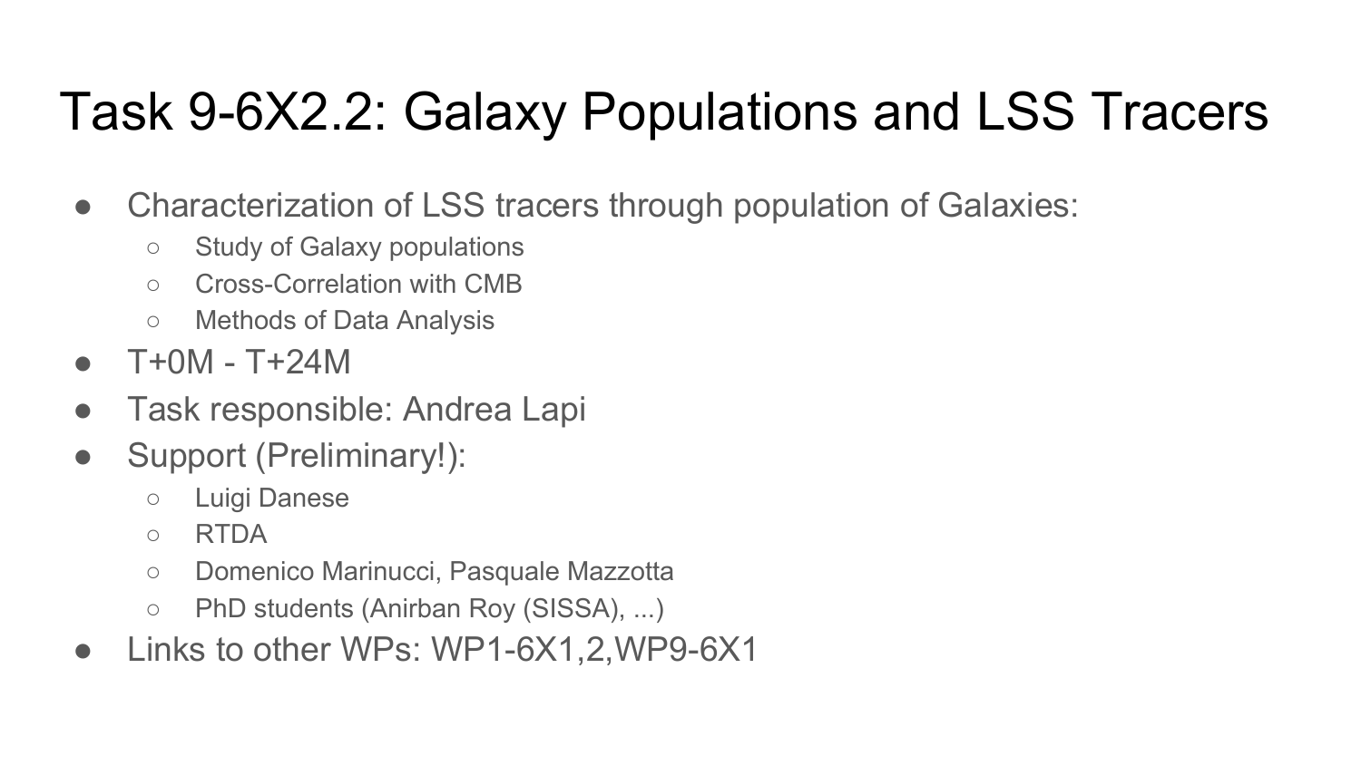# Task 9-6X2.2: Galaxy Populations and LSS Tracers

- Characterization of LSS tracers through population of Galaxies:
  - Study of Galaxy populations
  - Cross-Correlation with CMB
  - Methods of Data Analysis
- T+0M - T+24M
- Task responsible: Andrea Lapi
- Support (Preliminary!):
  - Luigi Danese
  - RTDA
  - Domenico Marinucci, Pasquale Mazzotta
  - PhD students (Anirban Roy (SISSA), ...)
- Links to other WPs: WP1-6X1,2,WP9-6X1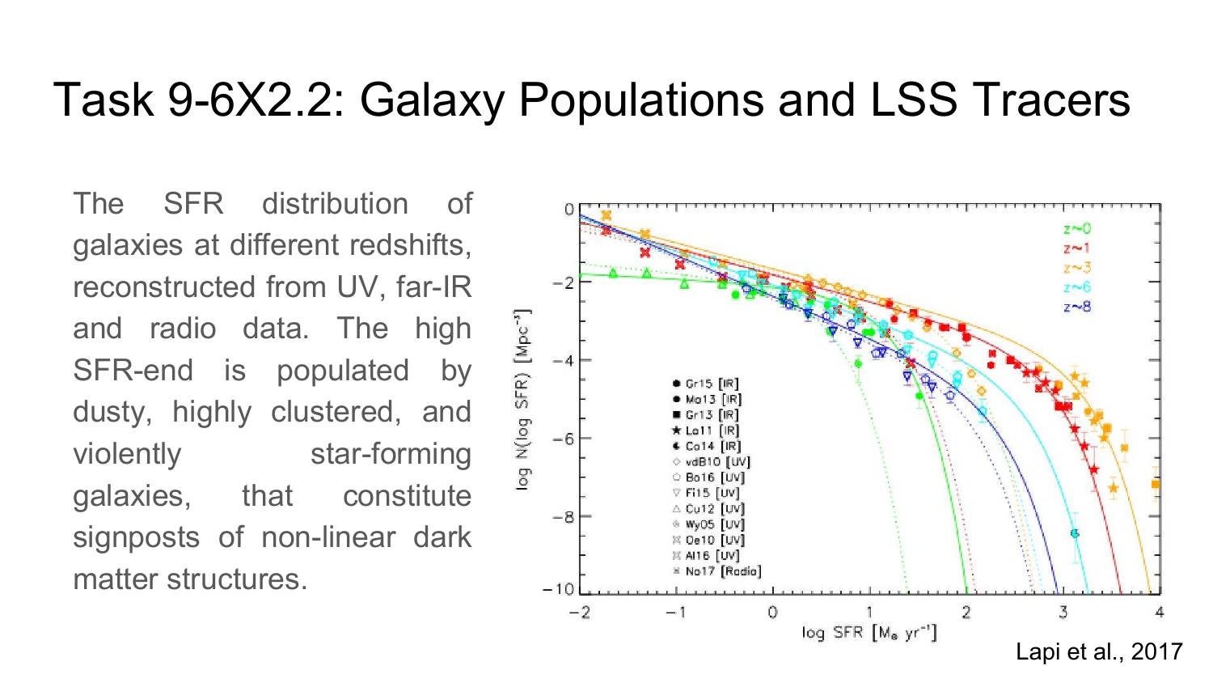# Task 9-6X2.2: Galaxy Populations and LSS Tracers

The SFR distribution of galaxies at different redshifts, reconstructed from UV, far-IR and radio data. The high SFR-end is populated by dusty, highly clustered, and violently star-forming galaxies, that constitute signposts of non-linear dark matter structures.

Lapi et al., 2017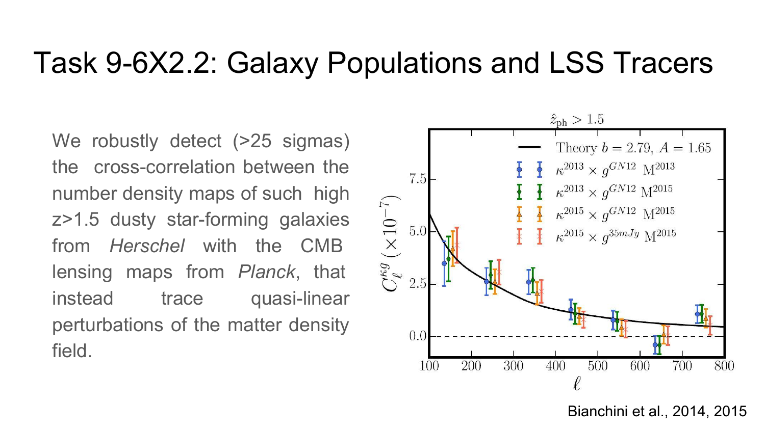# Task 9-6X2.2: Galaxy Populations and LSS Tracers

We robustly detect (>25 sigmas) the cross-correlation between the number density maps of such high z>1.5 dusty star-forming galaxies from *Herschel* with the CMB lensing maps from *Planck*, that instead trace quasi-linear perturbations of the matter density field.

Bianchini et al., 2014, 2015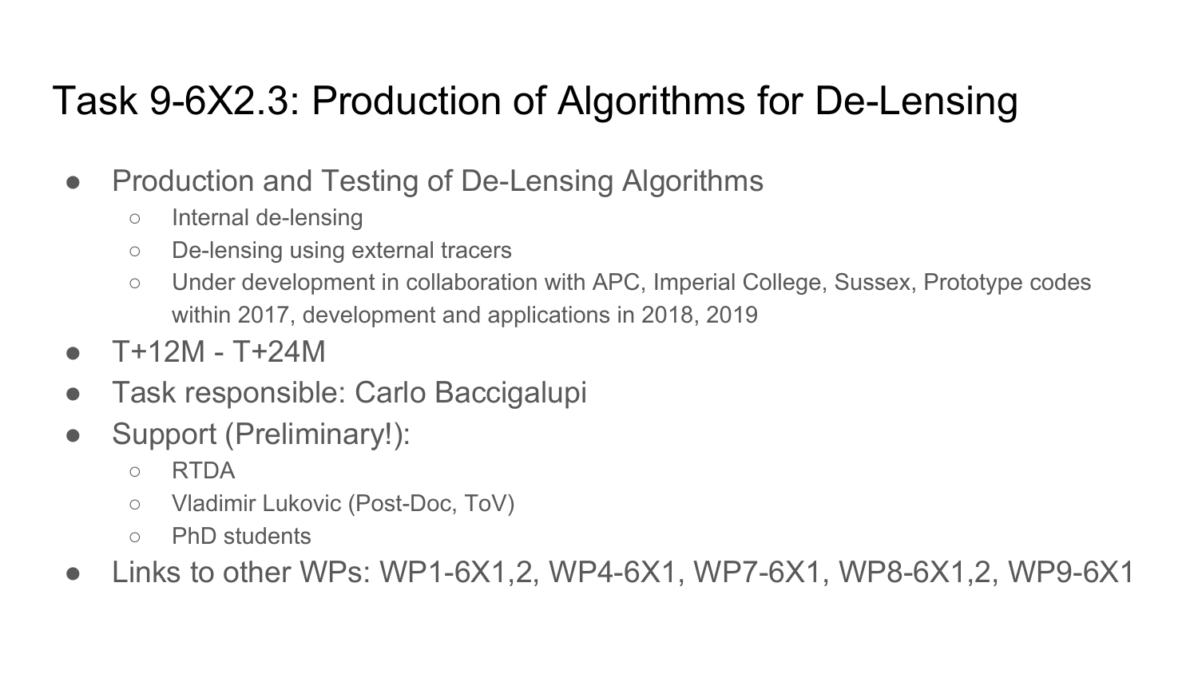# Task 9-6X2.3: Production of Algorithms for De-Lensing

- Production and Testing of De-Lensing Algorithms
  - Internal de-lensing
  - De-lensing using external tracers
  - Under development in collaboration with APC, Imperial College, Sussex, Prototype codes within 2017, development and applications in 2018, 2019
- T+12M - T+24M
- Task responsible: Carlo Baccigalupi
- Support (Preliminary!):
  - RTDA
  - Vladimir Lukovic (Post-Doc, ToV)
  - PhD students
- Links to other WPs: WP1-6X1,2, WP4-6X1, WP7-6X1, WP8-6X1,2, WP9-6X1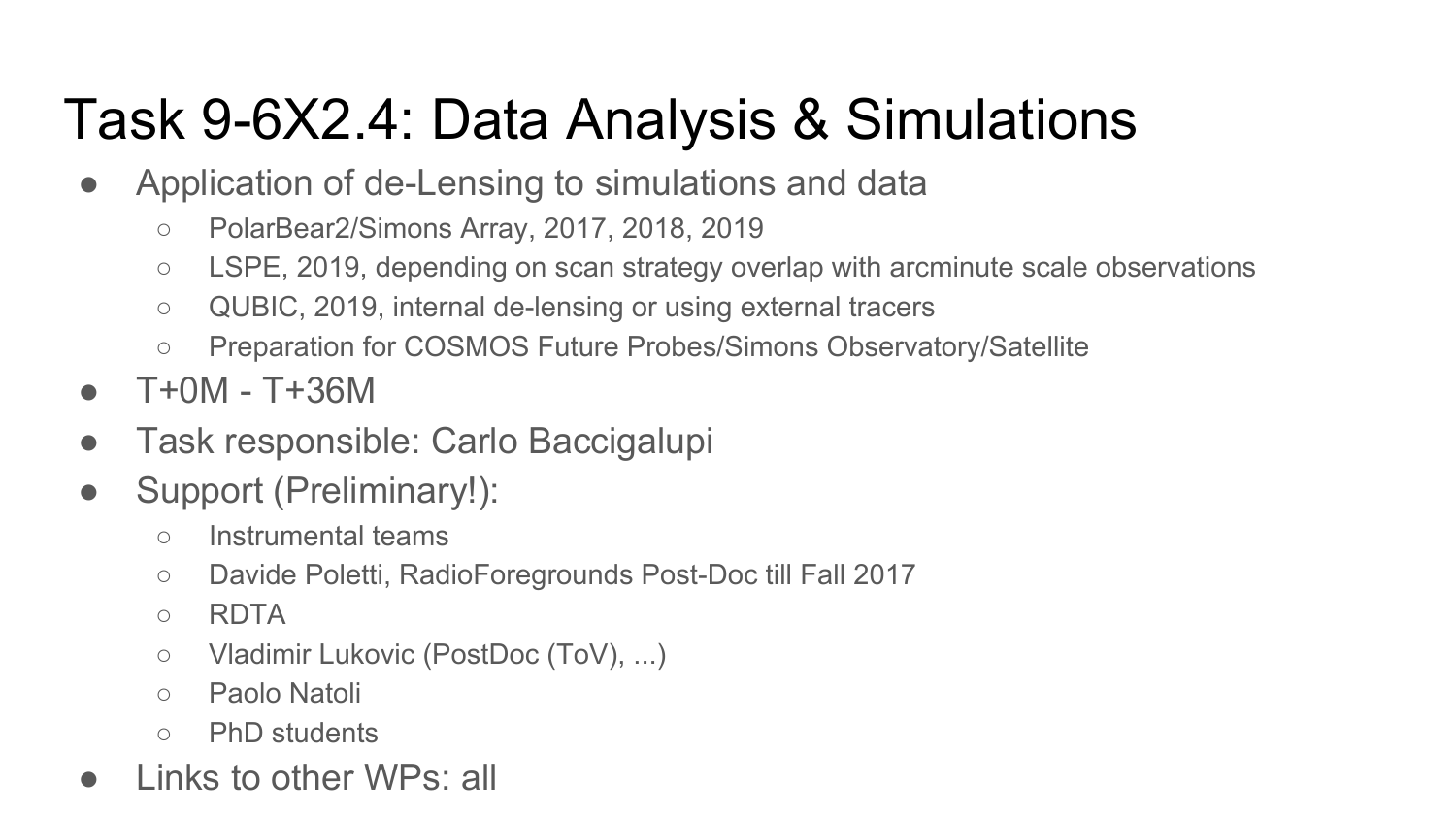# Task 9-6X2.4: Data Analysis & Simulations

- Application of de-Lensing to simulations and data
  - PolarBear2/Simons Array, 2017, 2018, 2019
  - LSPE, 2019, depending on scan strategy overlap with arcminute scale observations
  - QUBIC, 2019, internal de-lensing or using external tracers
  - Preparation for COSMOS Future Probes/Simons Observatory/Satellite
- T+0M - T+36M
- Task responsible: Carlo Baccigalupi
- Support (Preliminary!):
  - Instrumental teams
  - Davide Poletti, RadioForegrounds Post-Doc till Fall 2017
  - RDTA
  - Vladimir Lukovic (PostDoc (ToV), ...)
  - Paolo Natoli
  - PhD students
- Links to other WPs: all